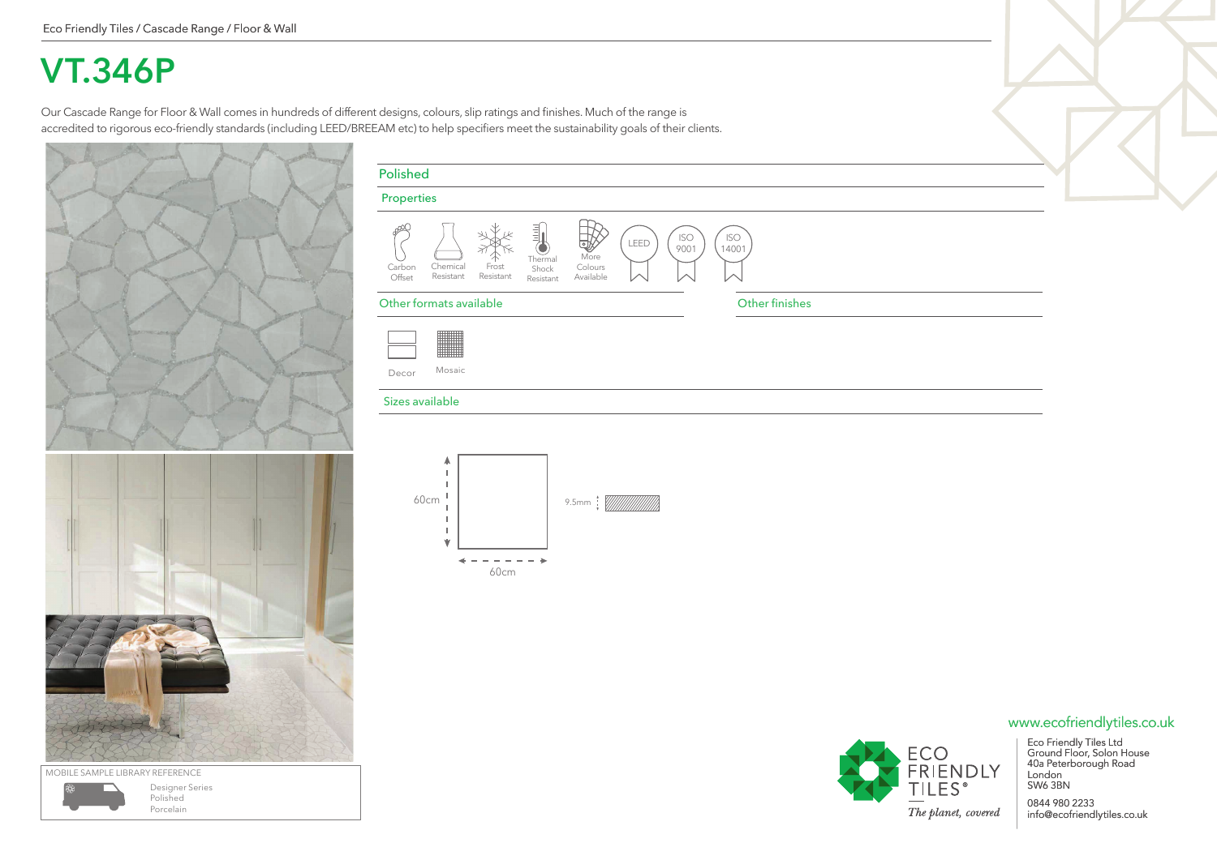Eco Friendly Tiles / Cascade Range / Floor & Wall

# VT.346P

Our Cascade Range for Floor & Wall comes in hundreds of different designs, colours, slip ratings and finishes. Much of the range is accredited to rigorous eco-friendly standards (including LEED/BREEAM etc) to help specifiers meet the sustainability goals of their clients.

## Polished

### Properties

Carbon Offset
Chemical Resistant
Frost Resistant
Thermal Shock Resistant
More Colours Available
LEED
ISO 9001
ISO 14001

### Other formats available

Decor
Mosaic

### Other finishes

### Sizes available

60cm × 60cm
9.5mm

MOBILE SAMPLE LIBRARY REFERENCE

Designer Series
Polished
Porcelain

ECO FRIENDLY TILES®
*The planet, covered*

www.ecofriendlytiles.co.uk

Eco Friendly Tiles Ltd
Ground Floor, Solon House
40a Peterborough Road
London
SW6 3BN

0844 980 2233
info@ecofriendlytiles.co.uk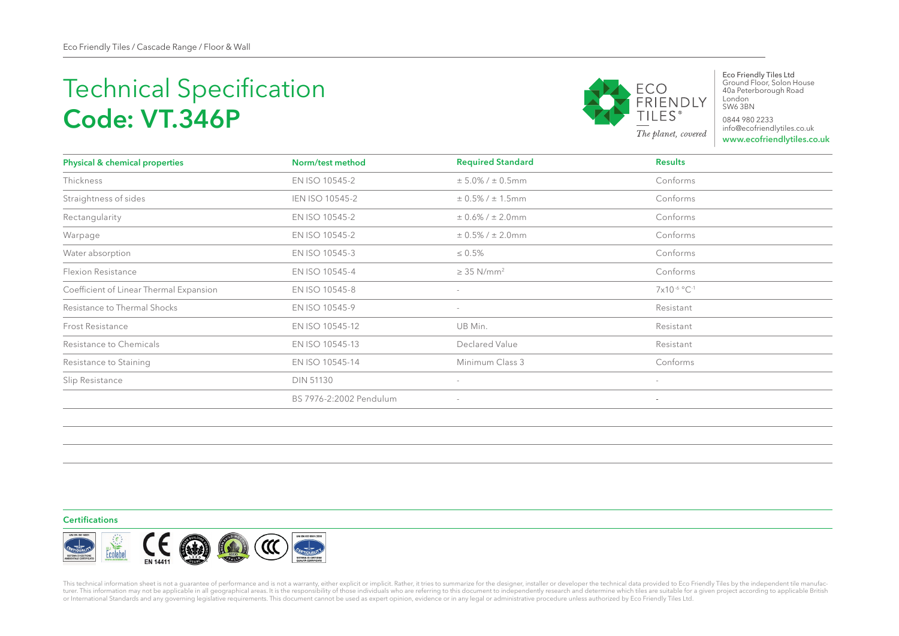Eco Friendly Tiles / Cascade Range / Floor & Wall

# Technical Specification
## Code: VT.346P

ECO FRIENDLY TILES®
*The planet, covered*

Eco Friendly Tiles Ltd
Ground Floor, Solon House
40a Peterborough Road
London
SW6 3BN

0844 980 2233
info@ecofriendlytiles.co.uk
www.ecofriendlytiles.co.uk

| Physical & chemical properties | Norm/test method | Required Standard | Results |
|---|---|---|---|
| Thickness | EN ISO 10545-2 | ± 5.0% / ± 0.5mm | Conforms |
| Straightness of sides | IEN ISO 10545-2 | ± 0.5% / ± 1.5mm | Conforms |
| Rectangularity | EN ISO 10545-2 | ± 0.6% / ± 2.0mm | Conforms |
| Warpage | EN ISO 10545-2 | ± 0.5% / ± 2.0mm | Conforms |
| Water absorption | EN ISO 10545-3 | ≤ 0.5% | Conforms |
| Flexion Resistance | EN ISO 10545-4 | ≥ 35 $N/mm^2$ | Conforms |
| Coefficient of Linear Thermal Expansion | EN ISO 10545-8 | - | $7x10^{-6}$ $°C^{-1}$ |
| Resistance to Thermal Shocks | EN ISO 10545-9 | - | Resistant |
| Frost Resistance | EN ISO 10545-12 | UB Min. | Resistant |
| Resistance to Chemicals | EN ISO 10545-13 | Declared Value | Resistant |
| Resistance to Staining | EN ISO 10545-14 | Minimum Class 3 | Conforms |
| Slip Resistance | DIN 51130 | - | - |
| | BS 7976-2:2002 Pendulum | - | - |

### Certifications

EN 14411

This technical information sheet is not a guarantee of performance and is not a warranty, either explicit or implicit. Rather, it tries to summarize for the designer, installer or developer the technical data provided to Eco Friendly Tiles by the independent tile manufacturer. This information may not be applicable in all geographical areas. It is the responsibility of those individuals who are referring to this document to independently research and determine which tiles are suitable for a given project according to applicable British or International Standards and any governing legislative requirements. This document cannot be used as expert opinion, evidence or in any legal or administrative procedure unless authorized by Eco Friendly Tiles Ltd.